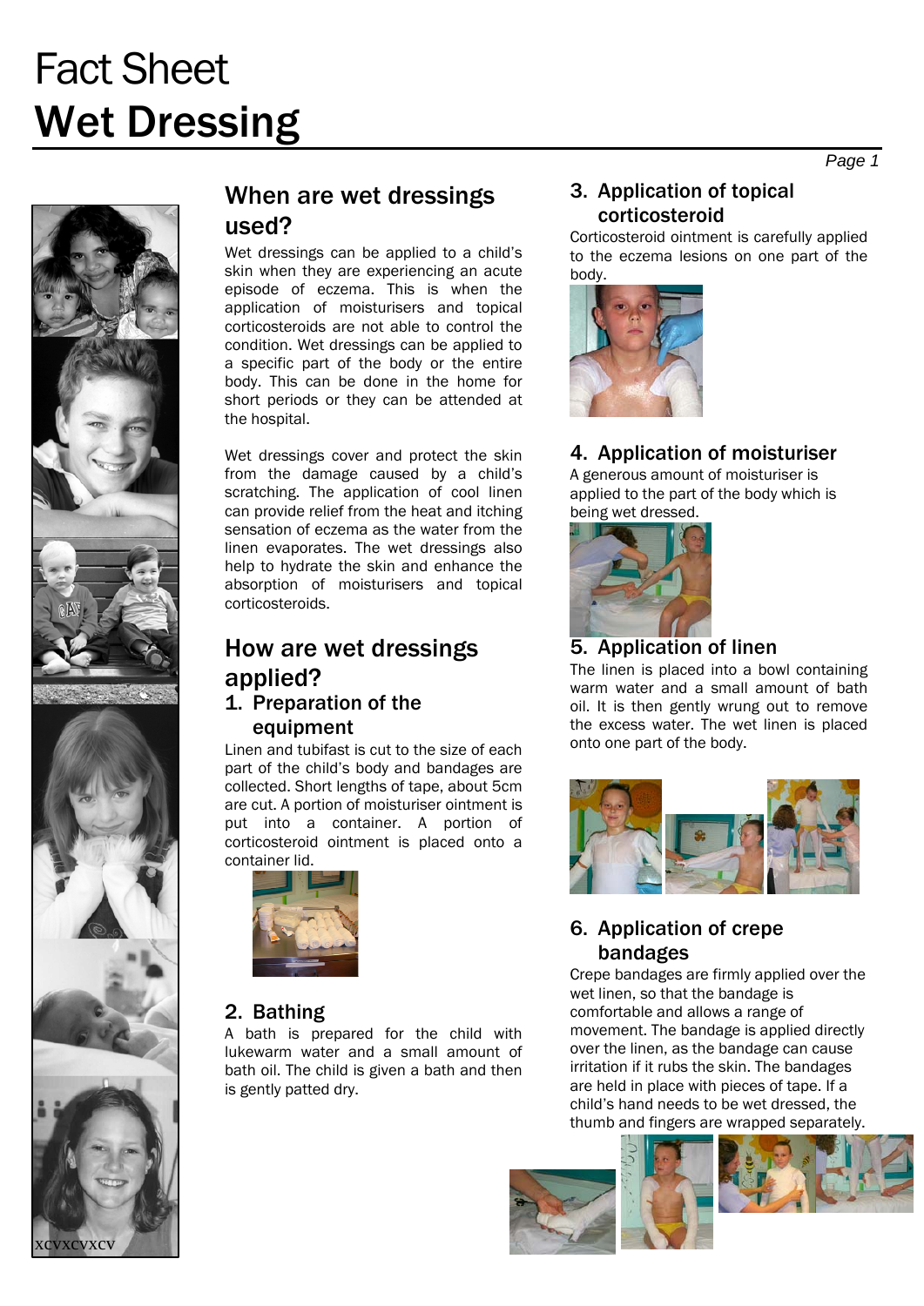# Fact Sheet
# Wet Dressing

## When are wet dressings used?

Wet dressings can be applied to a child's skin when they are experiencing an acute episode of eczema. This is when the application of moisturisers and topical corticosteroids are not able to control the condition. Wet dressings can be applied to a specific part of the body or the entire body. This can be done in the home for short periods or they can be attended at the hospital.

Wet dressings cover and protect the skin from the damage caused by a child's scratching. The application of cool linen can provide relief from the heat and itching sensation of eczema as the water from the linen evaporates. The wet dressings also help to hydrate the skin and enhance the absorption of moisturisers and topical corticosteroids.

## How are wet dressings applied?

### 1. Preparation of the equipment

Linen and tubifast is cut to the size of each part of the child's body and bandages are collected. Short lengths of tape, about 5cm are cut. A portion of moisturiser ointment is put into a container. A portion of corticosteroid ointment is placed onto a container lid.

### 2. Bathing

A bath is prepared for the child with lukewarm water and a small amount of bath oil. The child is given a bath and then is gently patted dry.

### 3. Application of topical corticosteroid

Corticosteroid ointment is carefully applied to the eczema lesions on one part of the body.

### 4. Application of moisturiser

A generous amount of moisturiser is applied to the part of the body which is being wet dressed.

### 5. Application of linen

The linen is placed into a bowl containing warm water and a small amount of bath oil. It is then gently wrung out to remove the excess water. The wet linen is placed onto one part of the body.

### 6. Application of crepe bandages

Crepe bandages are firmly applied over the wet linen, so that the bandage is comfortable and allows a range of movement. The bandage is applied directly over the linen, as the bandage can cause irritation if it rubs the skin. The bandages are held in place with pieces of tape. If a child's hand needs to be wet dressed, the thumb and fingers are wrapped separately.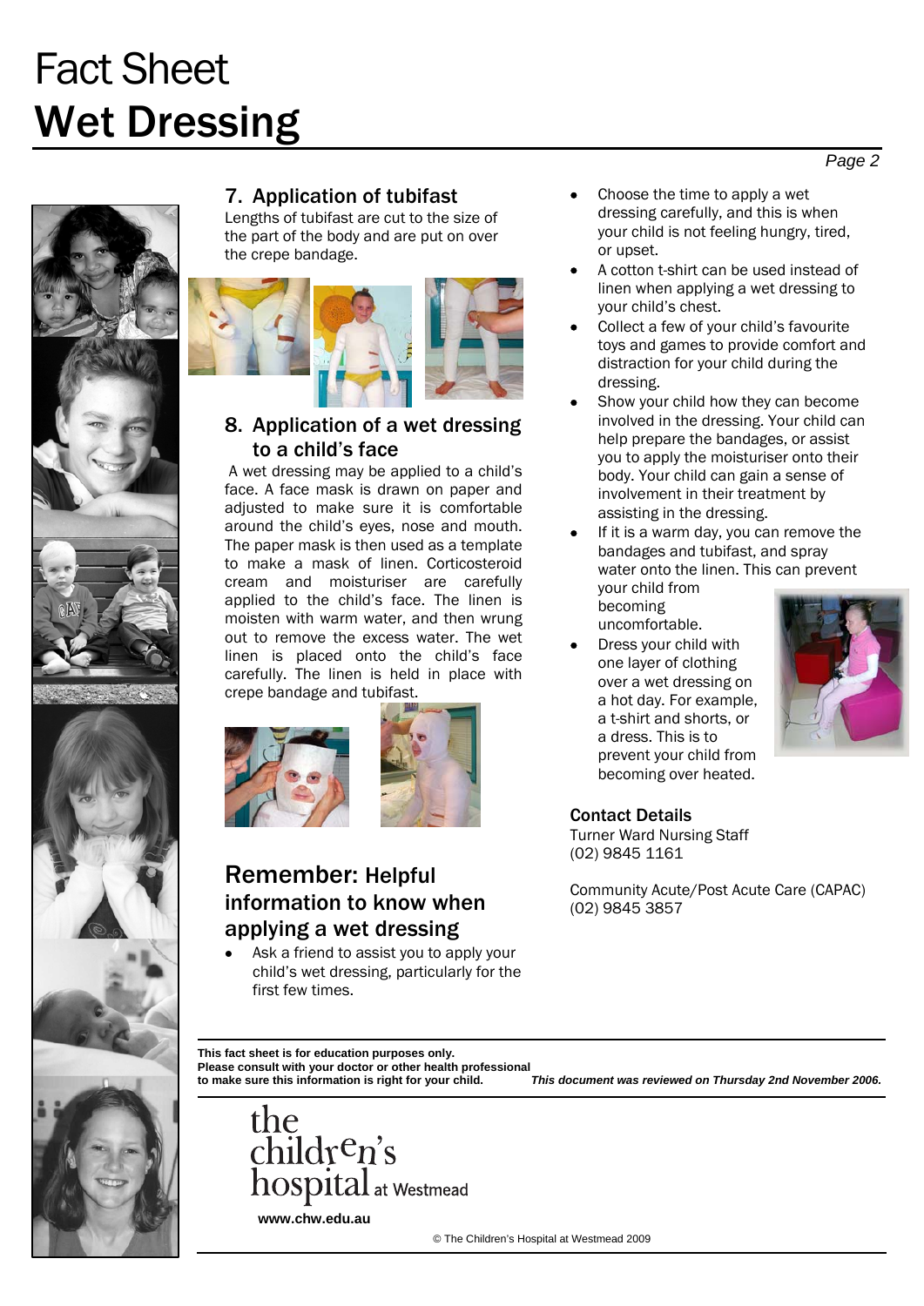# Fact Sheet
# Wet Dressing

## 7. Application of tubifast

Lengths of tubifast are cut to the size of the part of the body and are put on over the crepe bandage.

## 8. Application of a wet dressing to a child's face

A wet dressing may be applied to a child's face. A face mask is drawn on paper and adjusted to make sure it is comfortable around the child's eyes, nose and mouth. The paper mask is then used as a template to make a mask of linen. Corticosteroid cream and moisturiser are carefully applied to the child's face. The linen is moisten with warm water, and then wrung out to remove the excess water. The wet linen is placed onto the child's face carefully. The linen is held in place with crepe bandage and tubifast.

## Remember: Helpful information to know when applying a wet dressing

- Ask a friend to assist you to apply your child's wet dressing, particularly for the first few times.
- Choose the time to apply a wet dressing carefully, and this is when your child is not feeling hungry, tired, or upset.
- A cotton t-shirt can be used instead of linen when applying a wet dressing to your child's chest.
- Collect a few of your child's favourite toys and games to provide comfort and distraction for your child during the dressing.
- Show your child how they can become involved in the dressing. Your child can help prepare the bandages, or assist you to apply the moisturiser onto their body. Your child can gain a sense of involvement in their treatment by assisting in the dressing.
- If it is a warm day, you can remove the bandages and tubifast, and spray water onto the linen. This can prevent your child from becoming uncomfortable.
- Dress your child with one layer of clothing over a wet dressing on a hot day. For example, a t-shirt and shorts, or a dress. This is to prevent your child from becoming over heated.

### Contact Details

Turner Ward Nursing Staff
(02) 9845 1161

Community Acute/Post Acute Care (CAPAC)
(02) 9845 3857

**This fact sheet is for education purposes only.
Please consult with your doctor or other health professional to make sure this information is right for your child.**

***This document was reviewed on Thursday 2nd November 2006.***

the children's hospital at Westmead

**www.chw.edu.au**

© The Children's Hospital at Westmead 2009